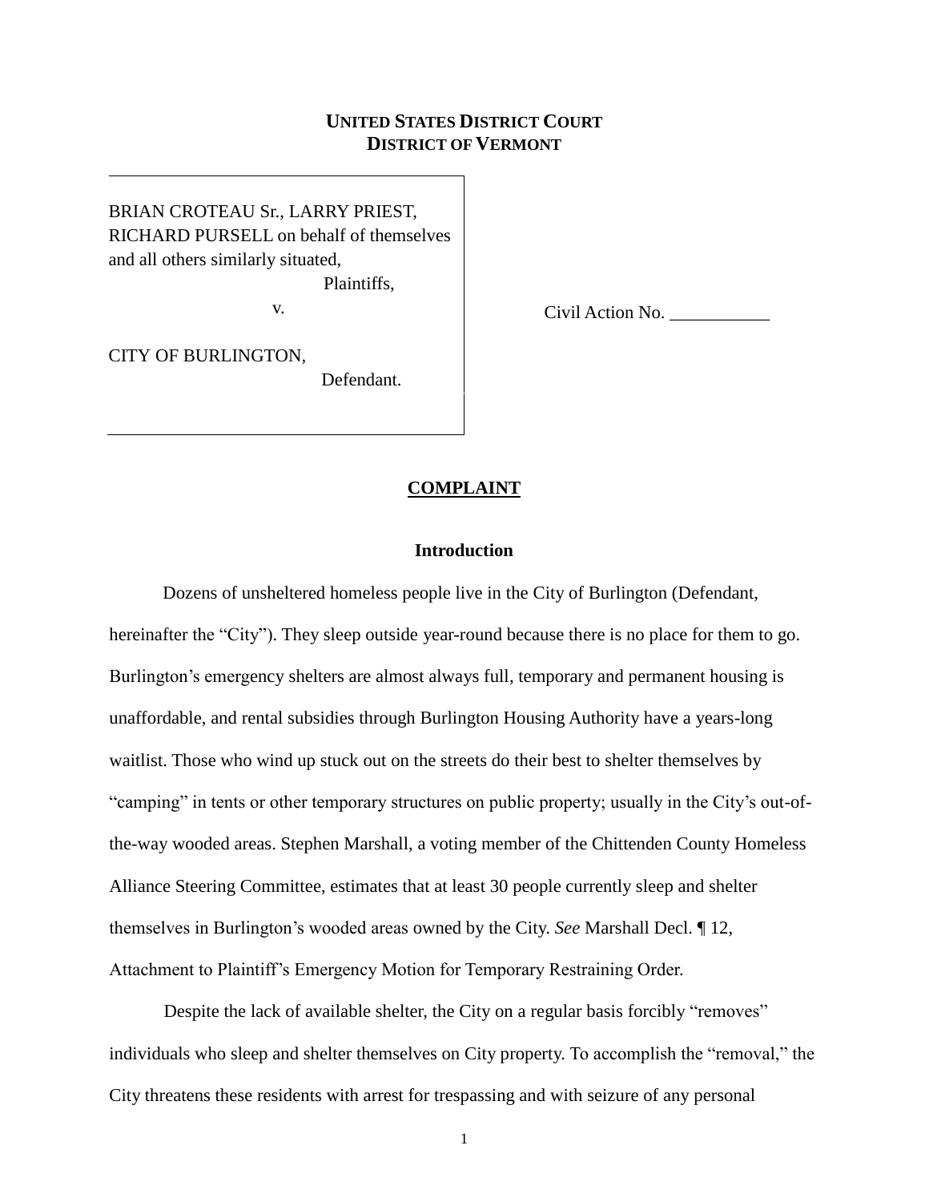**UNITED STATES DISTRICT COURT**
**DISTRICT OF VERMONT**

BRIAN CROTEAU Sr., LARRY PRIEST, RICHARD PURSELL on behalf of themselves and all others similarly situated,

Plaintiffs,

v.

CITY OF BURLINGTON,

Defendant.

Civil Action No. ___________

## COMPLAINT

### Introduction

Dozens of unsheltered homeless people live in the City of Burlington (Defendant, hereinafter the "City"). They sleep outside year-round because there is no place for them to go. Burlington's emergency shelters are almost always full, temporary and permanent housing is unaffordable, and rental subsidies through Burlington Housing Authority have a years-long waitlist. Those who wind up stuck out on the streets do their best to shelter themselves by "camping" in tents or other temporary structures on public property; usually in the City's out-of-the-way wooded areas. Stephen Marshall, a voting member of the Chittenden County Homeless Alliance Steering Committee, estimates that at least 30 people currently sleep and shelter themselves in Burlington's wooded areas owned by the City. *See* Marshall Decl. ¶ 12, Attachment to Plaintiff's Emergency Motion for Temporary Restraining Order.

Despite the lack of available shelter, the City on a regular basis forcibly "removes" individuals who sleep and shelter themselves on City property. To accomplish the "removal," the City threatens these residents with arrest for trespassing and with seizure of any personal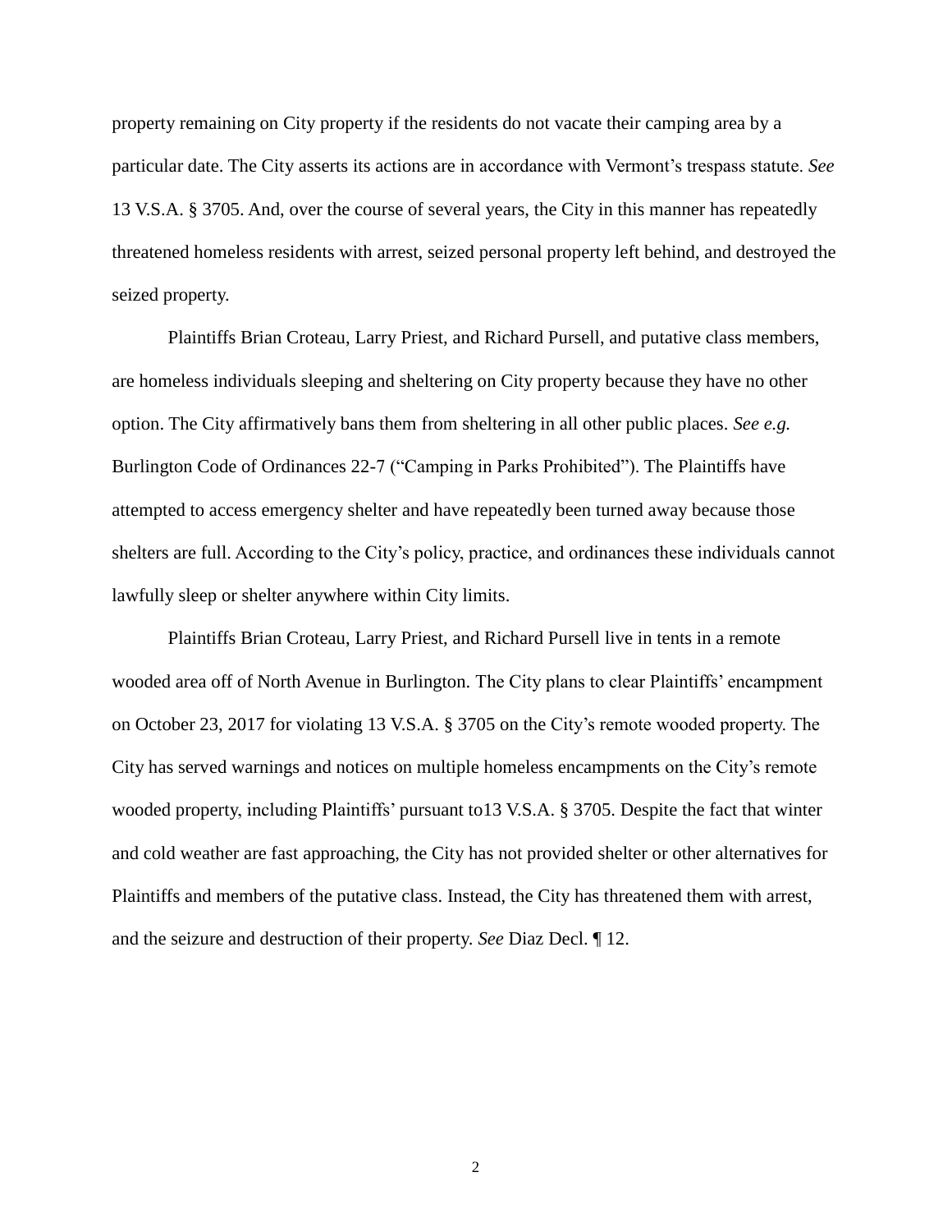property remaining on City property if the residents do not vacate their camping area by a particular date. The City asserts its actions are in accordance with Vermont's trespass statute. *See* 13 V.S.A. § 3705. And, over the course of several years, the City in this manner has repeatedly threatened homeless residents with arrest, seized personal property left behind, and destroyed the seized property.

Plaintiffs Brian Croteau, Larry Priest, and Richard Pursell, and putative class members, are homeless individuals sleeping and sheltering on City property because they have no other option. The City affirmatively bans them from sheltering in all other public places. *See e.g.* Burlington Code of Ordinances 22-7 ("Camping in Parks Prohibited"). The Plaintiffs have attempted to access emergency shelter and have repeatedly been turned away because those shelters are full. According to the City's policy, practice, and ordinances these individuals cannot lawfully sleep or shelter anywhere within City limits.

Plaintiffs Brian Croteau, Larry Priest, and Richard Pursell live in tents in a remote wooded area off of North Avenue in Burlington. The City plans to clear Plaintiffs' encampment on October 23, 2017 for violating 13 V.S.A. § 3705 on the City's remote wooded property. The City has served warnings and notices on multiple homeless encampments on the City's remote wooded property, including Plaintiffs' pursuant to13 V.S.A. § 3705. Despite the fact that winter and cold weather are fast approaching, the City has not provided shelter or other alternatives for Plaintiffs and members of the putative class. Instead, the City has threatened them with arrest, and the seizure and destruction of their property. *See* Diaz Decl. ¶ 12.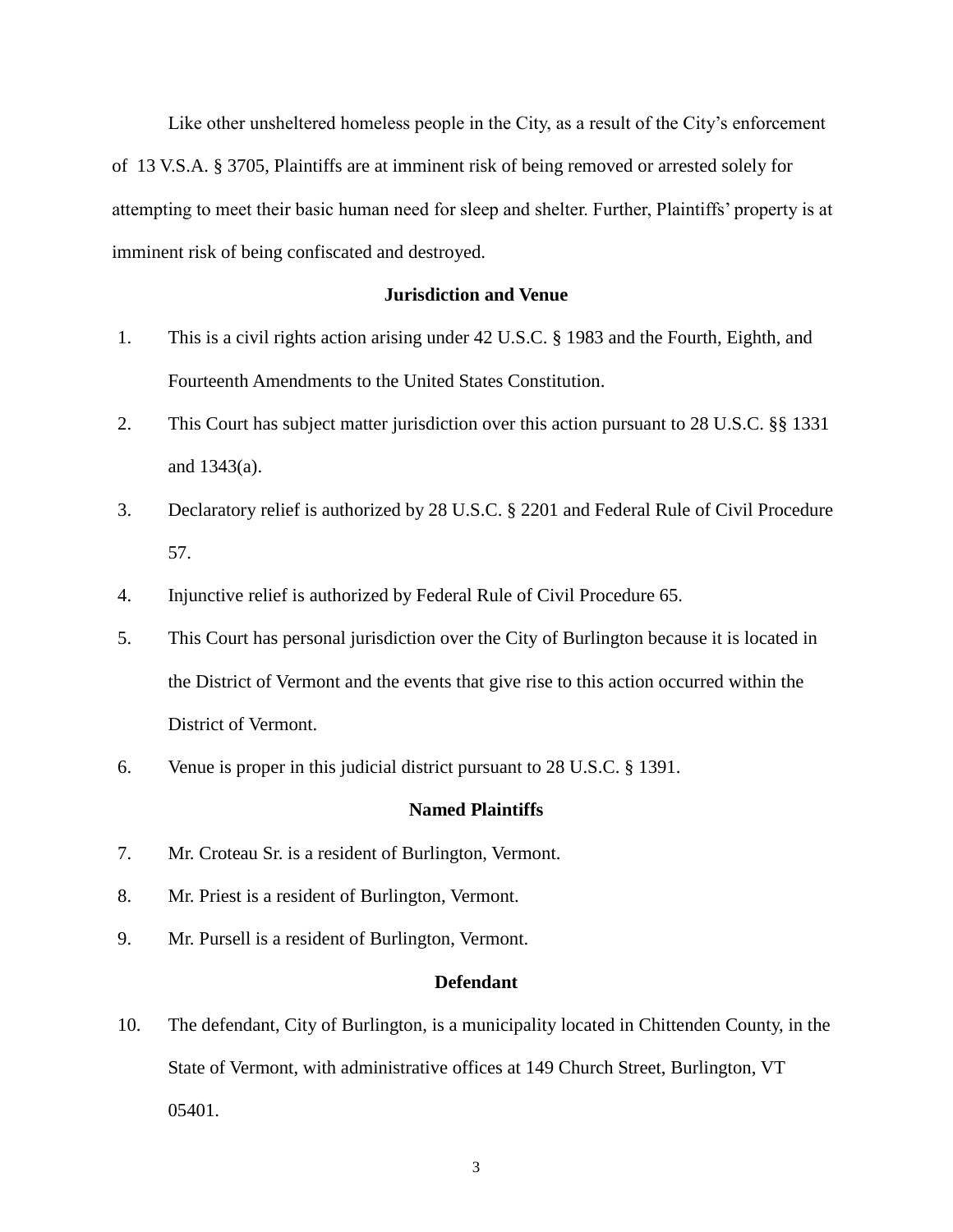Like other unsheltered homeless people in the City, as a result of the City's enforcement of 13 V.S.A. § 3705, Plaintiffs are at imminent risk of being removed or arrested solely for attempting to meet their basic human need for sleep and shelter. Further, Plaintiffs' property is at imminent risk of being confiscated and destroyed.

**Jurisdiction and Venue**

1. This is a civil rights action arising under 42 U.S.C. § 1983 and the Fourth, Eighth, and Fourteenth Amendments to the United States Constitution.
2. This Court has subject matter jurisdiction over this action pursuant to 28 U.S.C. §§ 1331 and 1343(a).
3. Declaratory relief is authorized by 28 U.S.C. § 2201 and Federal Rule of Civil Procedure 57.
4. Injunctive relief is authorized by Federal Rule of Civil Procedure 65.
5. This Court has personal jurisdiction over the City of Burlington because it is located in the District of Vermont and the events that give rise to this action occurred within the District of Vermont.
6. Venue is proper in this judicial district pursuant to 28 U.S.C. § 1391.

**Named Plaintiffs**

7. Mr. Croteau Sr. is a resident of Burlington, Vermont.
8. Mr. Priest is a resident of Burlington, Vermont.
9. Mr. Pursell is a resident of Burlington, Vermont.

**Defendant**

10. The defendant, City of Burlington, is a municipality located in Chittenden County, in the State of Vermont, with administrative offices at 149 Church Street, Burlington, VT 05401.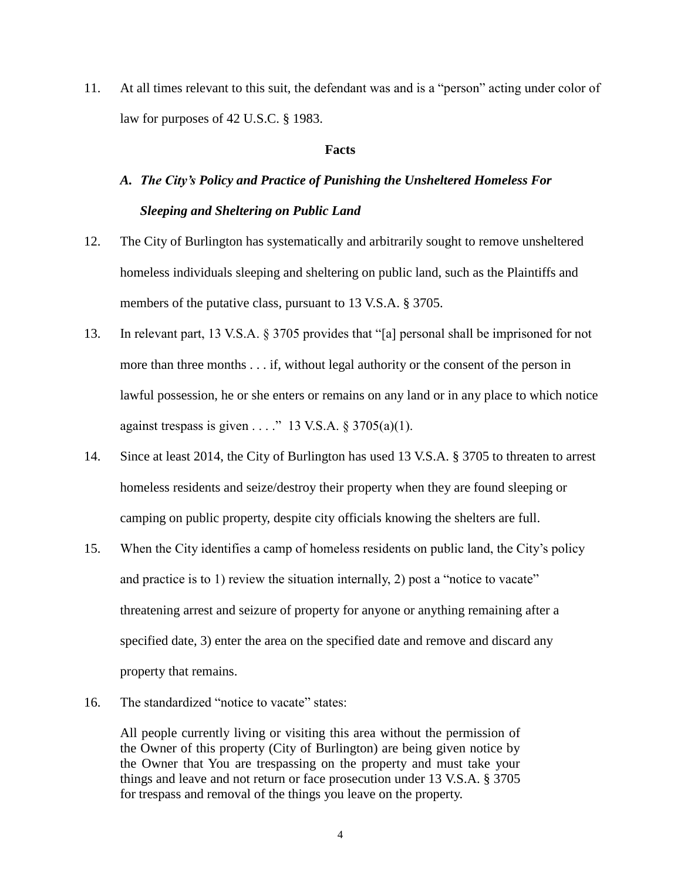11. At all times relevant to this suit, the defendant was and is a "person" acting under color of law for purposes of 42 U.S.C. § 1983.

**Facts**

***A. The City's Policy and Practice of Punishing the Unsheltered Homeless For Sleeping and Sheltering on Public Land***

12. The City of Burlington has systematically and arbitrarily sought to remove unsheltered homeless individuals sleeping and sheltering on public land, such as the Plaintiffs and members of the putative class, pursuant to 13 V.S.A. § 3705.

13. In relevant part, 13 V.S.A. § 3705 provides that "[a] personal shall be imprisoned for not more than three months . . . if, without legal authority or the consent of the person in lawful possession, he or she enters or remains on any land or in any place to which notice against trespass is given . . . ." 13 V.S.A. § 3705(a)(1).

14. Since at least 2014, the City of Burlington has used 13 V.S.A. § 3705 to threaten to arrest homeless residents and seize/destroy their property when they are found sleeping or camping on public property, despite city officials knowing the shelters are full.

15. When the City identifies a camp of homeless residents on public land, the City's policy and practice is to 1) review the situation internally, 2) post a "notice to vacate" threatening arrest and seizure of property for anyone or anything remaining after a specified date, 3) enter the area on the specified date and remove and discard any property that remains.

16. The standardized "notice to vacate" states:

> All people currently living or visiting this area without the permission of the Owner of this property (City of Burlington) are being given notice by the Owner that You are trespassing on the property and must take your things and leave and not return or face prosecution under 13 V.S.A. § 3705 for trespass and removal of the things you leave on the property.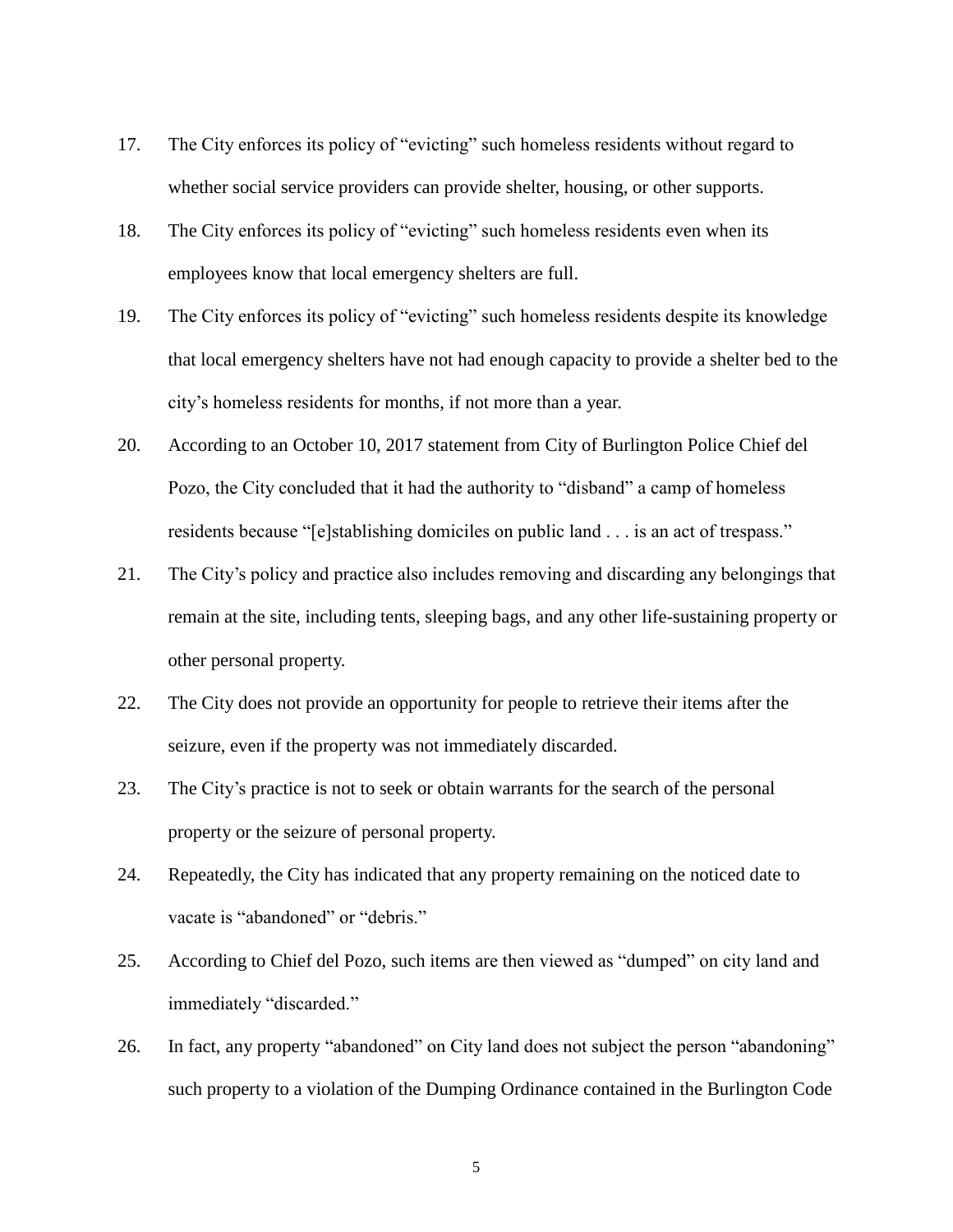17. The City enforces its policy of "evicting" such homeless residents without regard to whether social service providers can provide shelter, housing, or other supports.

18. The City enforces its policy of "evicting" such homeless residents even when its employees know that local emergency shelters are full.

19. The City enforces its policy of "evicting" such homeless residents despite its knowledge that local emergency shelters have not had enough capacity to provide a shelter bed to the city's homeless residents for months, if not more than a year.

20. According to an October 10, 2017 statement from City of Burlington Police Chief del Pozo, the City concluded that it had the authority to "disband" a camp of homeless residents because "[e]stablishing domiciles on public land . . . is an act of trespass."

21. The City's policy and practice also includes removing and discarding any belongings that remain at the site, including tents, sleeping bags, and any other life-sustaining property or other personal property.

22. The City does not provide an opportunity for people to retrieve their items after the seizure, even if the property was not immediately discarded.

23. The City's practice is not to seek or obtain warrants for the search of the personal property or the seizure of personal property.

24. Repeatedly, the City has indicated that any property remaining on the noticed date to vacate is "abandoned" or "debris."

25. According to Chief del Pozo, such items are then viewed as "dumped" on city land and immediately "discarded."

26. In fact, any property "abandoned" on City land does not subject the person "abandoning" such property to a violation of the Dumping Ordinance contained in the Burlington Code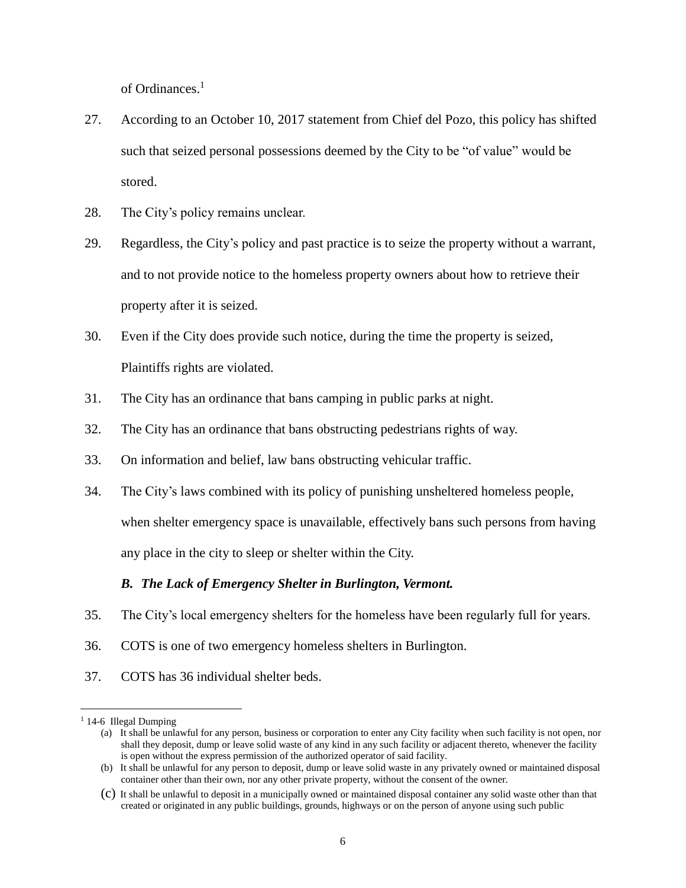of Ordinances.[1]

27. According to an October 10, 2017 statement from Chief del Pozo, this policy has shifted such that seized personal possessions deemed by the City to be "of value" would be stored.

28. The City's policy remains unclear.

29. Regardless, the City's policy and past practice is to seize the property without a warrant, and to not provide notice to the homeless property owners about how to retrieve their property after it is seized.

30. Even if the City does provide such notice, during the time the property is seized, Plaintiffs rights are violated.

31. The City has an ordinance that bans camping in public parks at night.

32. The City has an ordinance that bans obstructing pedestrians rights of way.

33. On information and belief, law bans obstructing vehicular traffic.

34. The City's laws combined with its policy of punishing unsheltered homeless people, when shelter emergency space is unavailable, effectively bans such persons from having any place in the city to sleep or shelter within the City.

***B. The Lack of Emergency Shelter in Burlington, Vermont.***

35. The City's local emergency shelters for the homeless have been regularly full for years.

36. COTS is one of two emergency homeless shelters in Burlington.

37. COTS has 36 individual shelter beds.

---

[1] 14-6 Illegal Dumping

(a) It shall be unlawful for any person, business or corporation to enter any City facility when such facility is not open, nor shall they deposit, dump or leave solid waste of any kind in any such facility or adjacent thereto, whenever the facility is open without the express permission of the authorized operator of said facility.

(b) It shall be unlawful for any person to deposit, dump or leave solid waste in any privately owned or maintained disposal container other than their own, nor any other private property, without the consent of the owner.

(c) It shall be unlawful to deposit in a municipally owned or maintained disposal container any solid waste other than that created or originated in any public buildings, grounds, highways or on the person of anyone using such public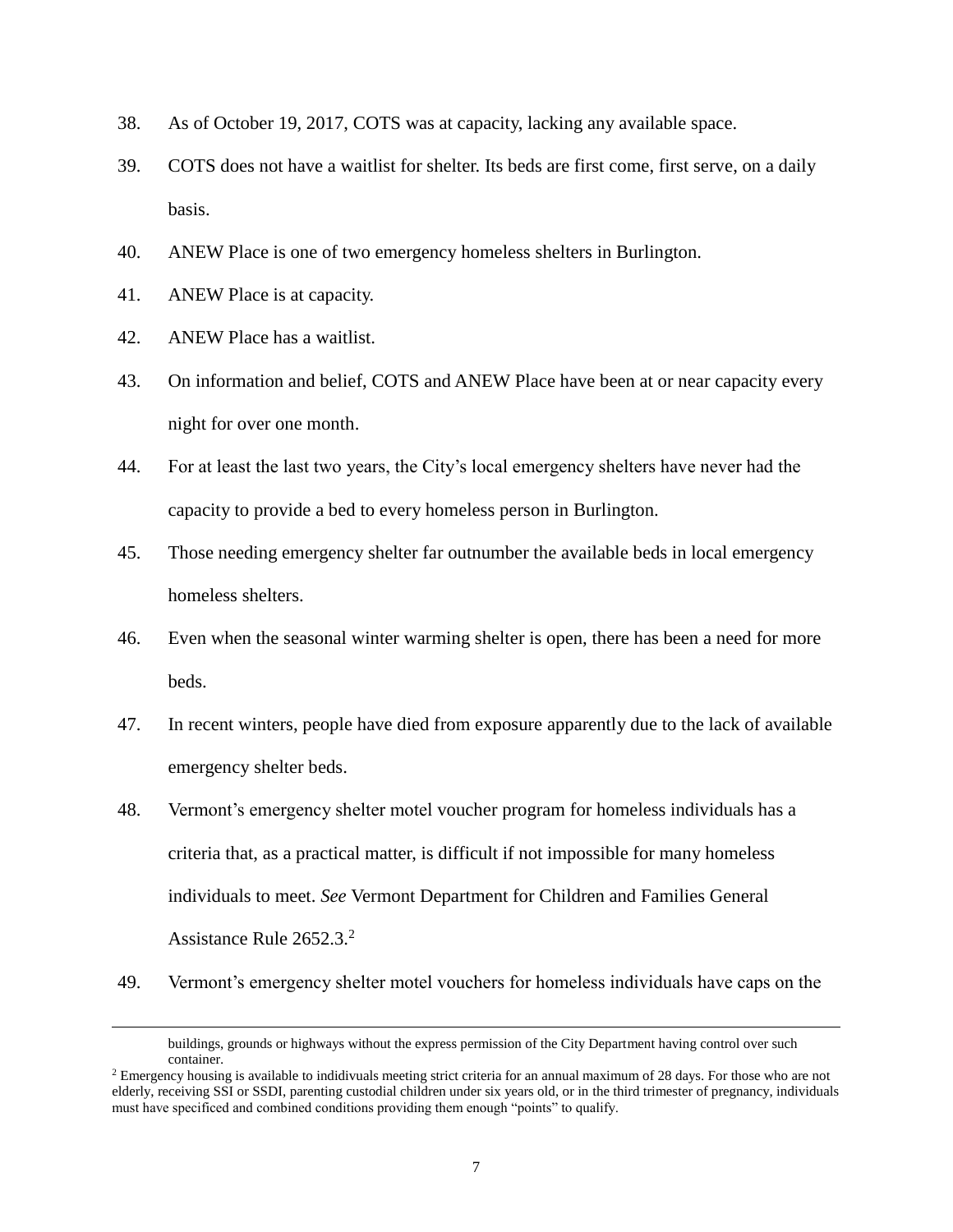38. As of October 19, 2017, COTS was at capacity, lacking any available space.

39. COTS does not have a waitlist for shelter. Its beds are first come, first serve, on a daily basis.

40. ANEW Place is one of two emergency homeless shelters in Burlington.

41. ANEW Place is at capacity.

42. ANEW Place has a waitlist.

43. On information and belief, COTS and ANEW Place have been at or near capacity every night for over one month.

44. For at least the last two years, the City's local emergency shelters have never had the capacity to provide a bed to every homeless person in Burlington.

45. Those needing emergency shelter far outnumber the available beds in local emergency homeless shelters.

46. Even when the seasonal winter warming shelter is open, there has been a need for more beds.

47. In recent winters, people have died from exposure apparently due to the lack of available emergency shelter beds.

48. Vermont's emergency shelter motel voucher program for homeless individuals has a criteria that, as a practical matter, is difficult if not impossible for many homeless individuals to meet. *See* Vermont Department for Children and Families General Assistance Rule 2652.3.[2]

49. Vermont's emergency shelter motel vouchers for homeless individuals have caps on the

---

buildings, grounds or highways without the express permission of the City Department having control over such container.

[2] Emergency housing is available to indidivuals meeting strict criteria for an annual maximum of 28 days. For those who are not elderly, receiving SSI or SSDI, parenting custodial children under six years old, or in the third trimester of pregnancy, individuals must have specificed and combined conditions providing them enough "points" to qualify.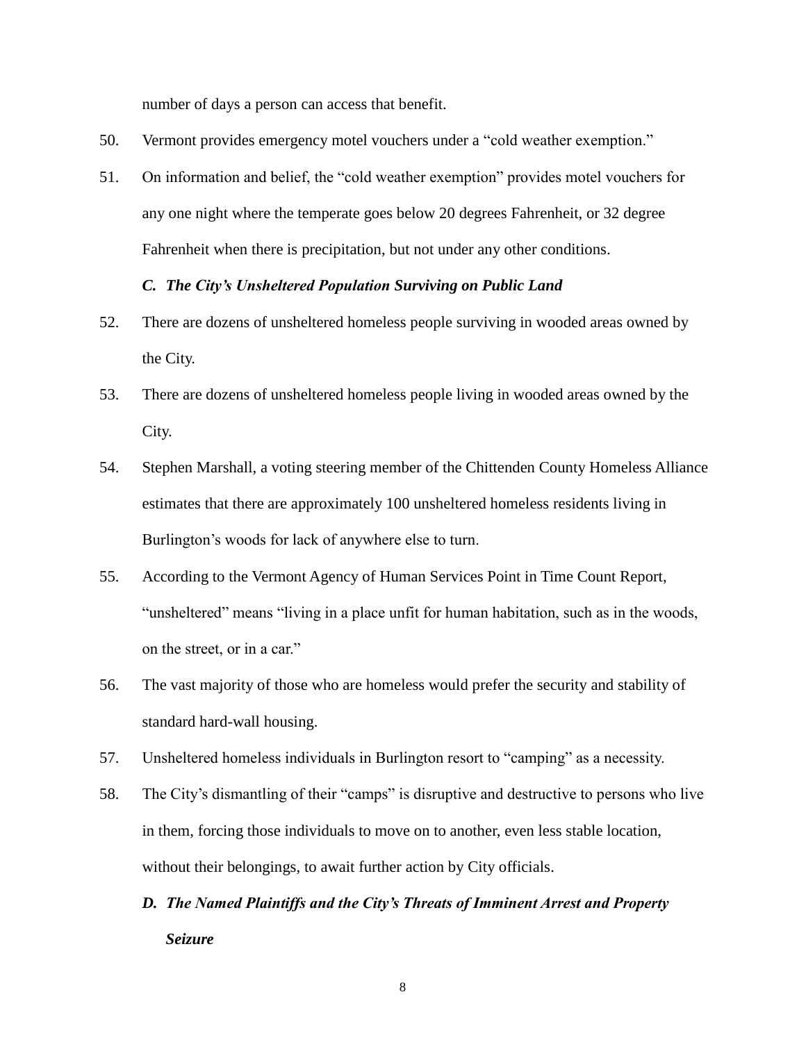number of days a person can access that benefit.

50. Vermont provides emergency motel vouchers under a “cold weather exemption.”

51. On information and belief, the “cold weather exemption” provides motel vouchers for any one night where the temperate goes below 20 degrees Fahrenheit, or 32 degree Fahrenheit when there is precipitation, but not under any other conditions.

### *C. The City’s Unsheltered Population Surviving on Public Land*

52. There are dozens of unsheltered homeless people surviving in wooded areas owned by the City.

53. There are dozens of unsheltered homeless people living in wooded areas owned by the City.

54. Stephen Marshall, a voting steering member of the Chittenden County Homeless Alliance estimates that there are approximately 100 unsheltered homeless residents living in Burlington’s woods for lack of anywhere else to turn.

55. According to the Vermont Agency of Human Services Point in Time Count Report, “unsheltered” means “living in a place unfit for human habitation, such as in the woods, on the street, or in a car.”

56. The vast majority of those who are homeless would prefer the security and stability of standard hard-wall housing.

57. Unsheltered homeless individuals in Burlington resort to “camping” as a necessity.

58. The City’s dismantling of their “camps” is disruptive and destructive to persons who live in them, forcing those individuals to move on to another, even less stable location, without their belongings, to await further action by City officials.

### *D. The Named Plaintiffs and the City’s Threats of Imminent Arrest and Property Seizure*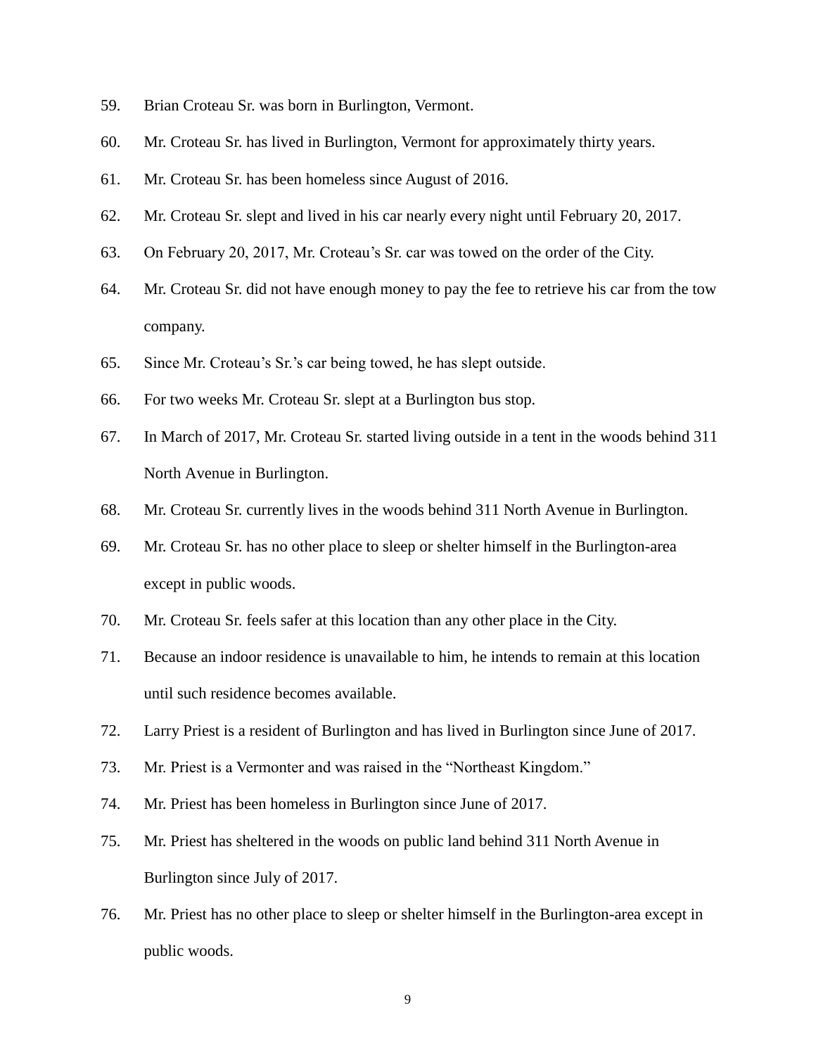59. Brian Croteau Sr. was born in Burlington, Vermont.

60. Mr. Croteau Sr. has lived in Burlington, Vermont for approximately thirty years.

61. Mr. Croteau Sr. has been homeless since August of 2016.

62. Mr. Croteau Sr. slept and lived in his car nearly every night until February 20, 2017.

63. On February 20, 2017, Mr. Croteau's Sr. car was towed on the order of the City.

64. Mr. Croteau Sr. did not have enough money to pay the fee to retrieve his car from the tow company.

65. Since Mr. Croteau's Sr.'s car being towed, he has slept outside.

66. For two weeks Mr. Croteau Sr. slept at a Burlington bus stop.

67. In March of 2017, Mr. Croteau Sr. started living outside in a tent in the woods behind 311 North Avenue in Burlington.

68. Mr. Croteau Sr. currently lives in the woods behind 311 North Avenue in Burlington.

69. Mr. Croteau Sr. has no other place to sleep or shelter himself in the Burlington-area except in public woods.

70. Mr. Croteau Sr. feels safer at this location than any other place in the City.

71. Because an indoor residence is unavailable to him, he intends to remain at this location until such residence becomes available.

72. Larry Priest is a resident of Burlington and has lived in Burlington since June of 2017.

73. Mr. Priest is a Vermonter and was raised in the "Northeast Kingdom."

74. Mr. Priest has been homeless in Burlington since June of 2017.

75. Mr. Priest has sheltered in the woods on public land behind 311 North Avenue in Burlington since July of 2017.

76. Mr. Priest has no other place to sleep or shelter himself in the Burlington-area except in public woods.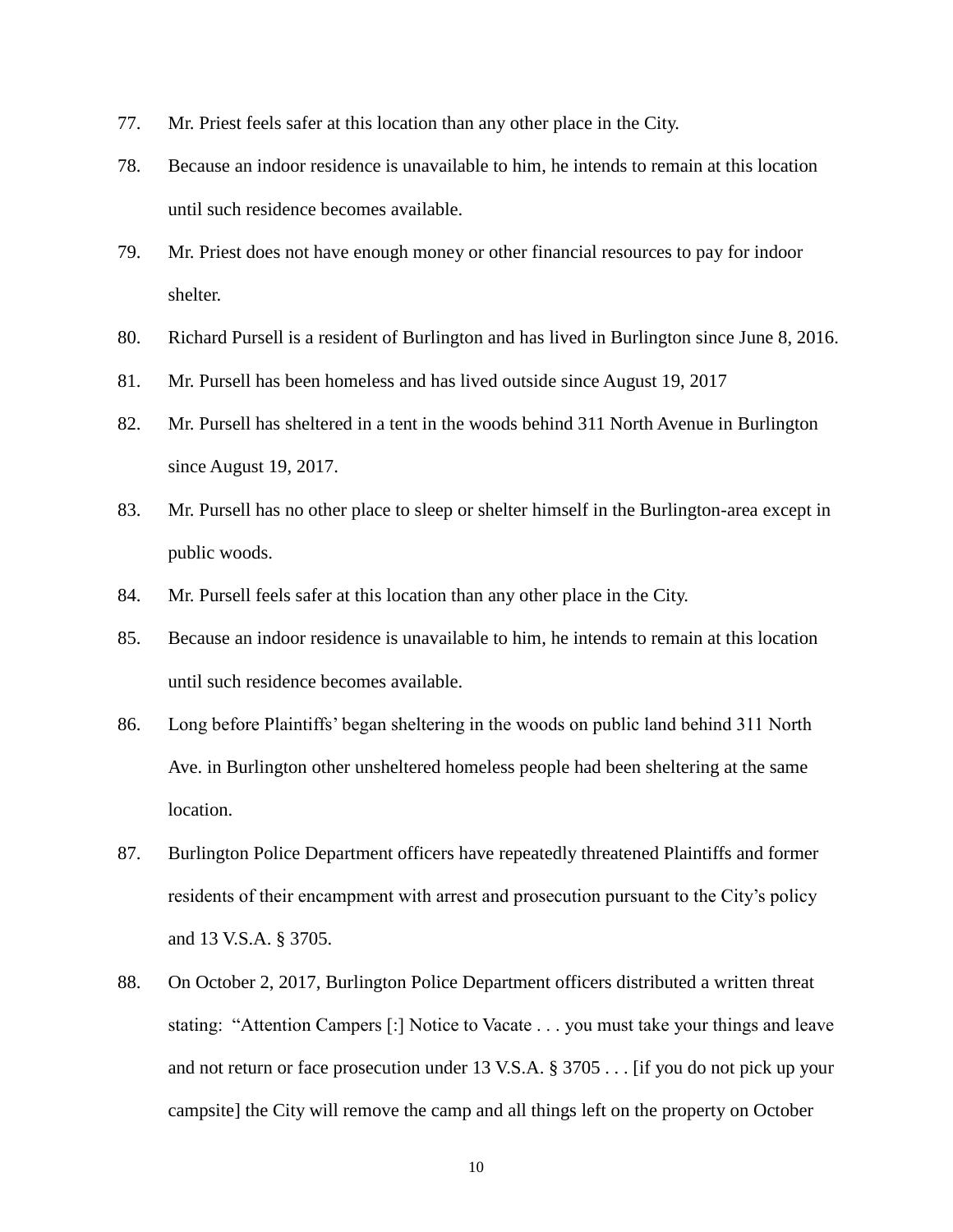77. Mr. Priest feels safer at this location than any other place in the City.

78. Because an indoor residence is unavailable to him, he intends to remain at this location until such residence becomes available.

79. Mr. Priest does not have enough money or other financial resources to pay for indoor shelter.

80. Richard Pursell is a resident of Burlington and has lived in Burlington since June 8, 2016.

81. Mr. Pursell has been homeless and has lived outside since August 19, 2017

82. Mr. Pursell has sheltered in a tent in the woods behind 311 North Avenue in Burlington since August 19, 2017.

83. Mr. Pursell has no other place to sleep or shelter himself in the Burlington-area except in public woods.

84. Mr. Pursell feels safer at this location than any other place in the City.

85. Because an indoor residence is unavailable to him, he intends to remain at this location until such residence becomes available.

86. Long before Plaintiffs' began sheltering in the woods on public land behind 311 North Ave. in Burlington other unsheltered homeless people had been sheltering at the same location.

87. Burlington Police Department officers have repeatedly threatened Plaintiffs and former residents of their encampment with arrest and prosecution pursuant to the City's policy and 13 V.S.A. § 3705.

88. On October 2, 2017, Burlington Police Department officers distributed a written threat stating: "Attention Campers [:] Notice to Vacate . . . you must take your things and leave and not return or face prosecution under 13 V.S.A. § 3705 . . . [if you do not pick up your campsite] the City will remove the camp and all things left on the property on October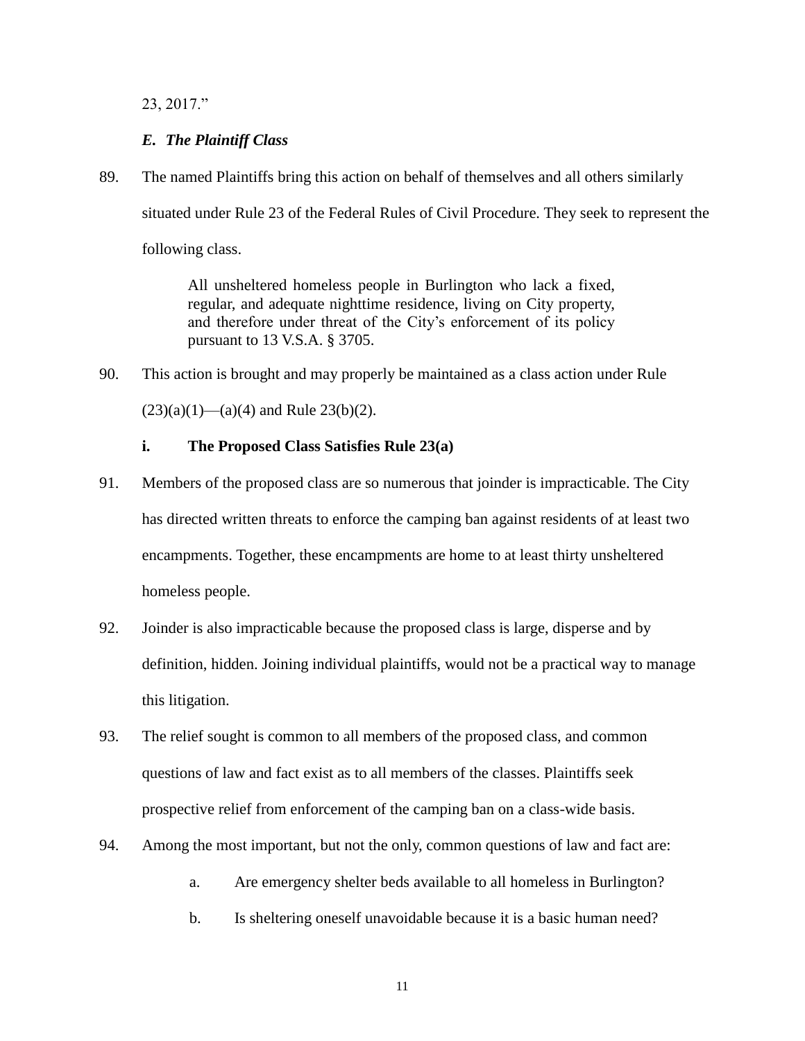23, 2017."

### *E. The Plaintiff Class*

89. The named Plaintiffs bring this action on behalf of themselves and all others similarly situated under Rule 23 of the Federal Rules of Civil Procedure. They seek to represent the following class.

> All unsheltered homeless people in Burlington who lack a fixed, regular, and adequate nighttime residence, living on City property, and therefore under threat of the City's enforcement of its policy pursuant to 13 V.S.A. § 3705.

90. This action is brought and may properly be maintained as a class action under Rule (23)(a)(1)—(a)(4) and Rule 23(b)(2).

#### i. The Proposed Class Satisfies Rule 23(a)

91. Members of the proposed class are so numerous that joinder is impracticable. The City has directed written threats to enforce the camping ban against residents of at least two encampments. Together, these encampments are home to at least thirty unsheltered homeless people.

92. Joinder is also impracticable because the proposed class is large, disperse and by definition, hidden. Joining individual plaintiffs, would not be a practical way to manage this litigation.

93. The relief sought is common to all members of the proposed class, and common questions of law and fact exist as to all members of the classes. Plaintiffs seek prospective relief from enforcement of the camping ban on a class-wide basis.

94. Among the most important, but not the only, common questions of law and fact are:

    a. Are emergency shelter beds available to all homeless in Burlington?

    b. Is sheltering oneself unavoidable because it is a basic human need?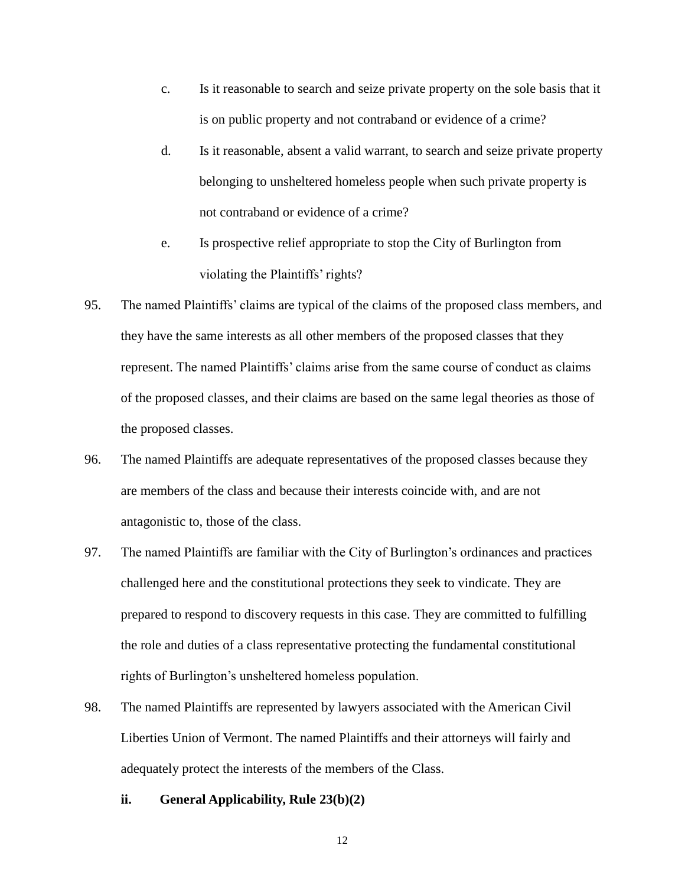c. Is it reasonable to search and seize private property on the sole basis that it is on public property and not contraband or evidence of a crime?

d. Is it reasonable, absent a valid warrant, to search and seize private property belonging to unsheltered homeless people when such private property is not contraband or evidence of a crime?

e. Is prospective relief appropriate to stop the City of Burlington from violating the Plaintiffs' rights?

95. The named Plaintiffs' claims are typical of the claims of the proposed class members, and they have the same interests as all other members of the proposed classes that they represent. The named Plaintiffs' claims arise from the same course of conduct as claims of the proposed classes, and their claims are based on the same legal theories as those of the proposed classes.

96. The named Plaintiffs are adequate representatives of the proposed classes because they are members of the class and because their interests coincide with, and are not antagonistic to, those of the class.

97. The named Plaintiffs are familiar with the City of Burlington's ordinances and practices challenged here and the constitutional protections they seek to vindicate. They are prepared to respond to discovery requests in this case. They are committed to fulfilling the role and duties of a class representative protecting the fundamental constitutional rights of Burlington's unsheltered homeless population.

98. The named Plaintiffs are represented by lawyers associated with the American Civil Liberties Union of Vermont. The named Plaintiffs and their attorneys will fairly and adequately protect the interests of the members of the Class.

**ii. General Applicability, Rule 23(b)(2)**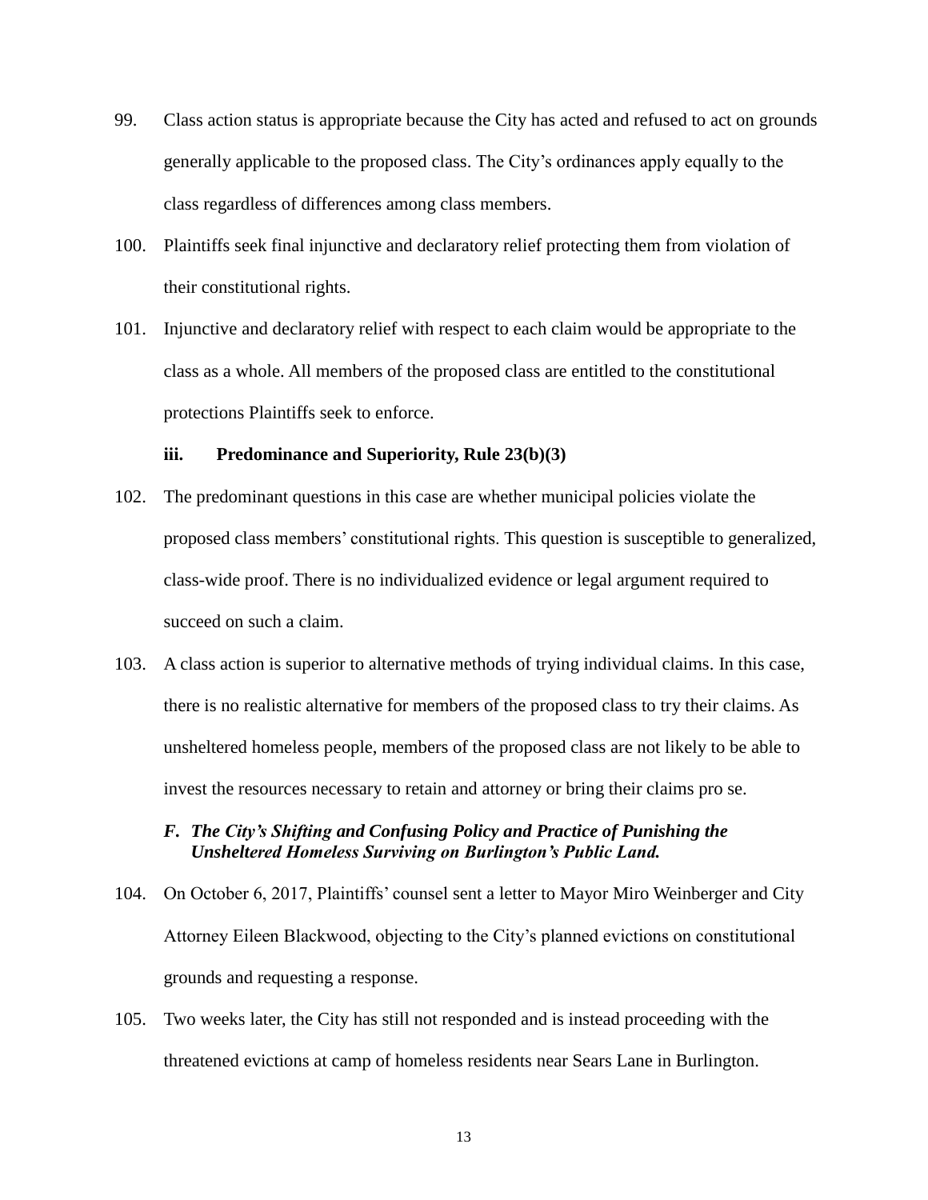99. Class action status is appropriate because the City has acted and refused to act on grounds generally applicable to the proposed class. The City's ordinances apply equally to the class regardless of differences among class members.

100. Plaintiffs seek final injunctive and declaratory relief protecting them from violation of their constitutional rights.

101. Injunctive and declaratory relief with respect to each claim would be appropriate to the class as a whole. All members of the proposed class are entitled to the constitutional protections Plaintiffs seek to enforce.

**iii. Predominance and Superiority, Rule 23(b)(3)**

102. The predominant questions in this case are whether municipal policies violate the proposed class members' constitutional rights. This question is susceptible to generalized, class-wide proof. There is no individualized evidence or legal argument required to succeed on such a claim.

103. A class action is superior to alternative methods of trying individual claims. In this case, there is no realistic alternative for members of the proposed class to try their claims. As unsheltered homeless people, members of the proposed class are not likely to be able to invest the resources necessary to retain and attorney or bring their claims pro se.

***F. The City's Shifting and Confusing Policy and Practice of Punishing the Unsheltered Homeless Surviving on Burlington's Public Land.***

104. On October 6, 2017, Plaintiffs' counsel sent a letter to Mayor Miro Weinberger and City Attorney Eileen Blackwood, objecting to the City's planned evictions on constitutional grounds and requesting a response.

105. Two weeks later, the City has still not responded and is instead proceeding with the threatened evictions at camp of homeless residents near Sears Lane in Burlington.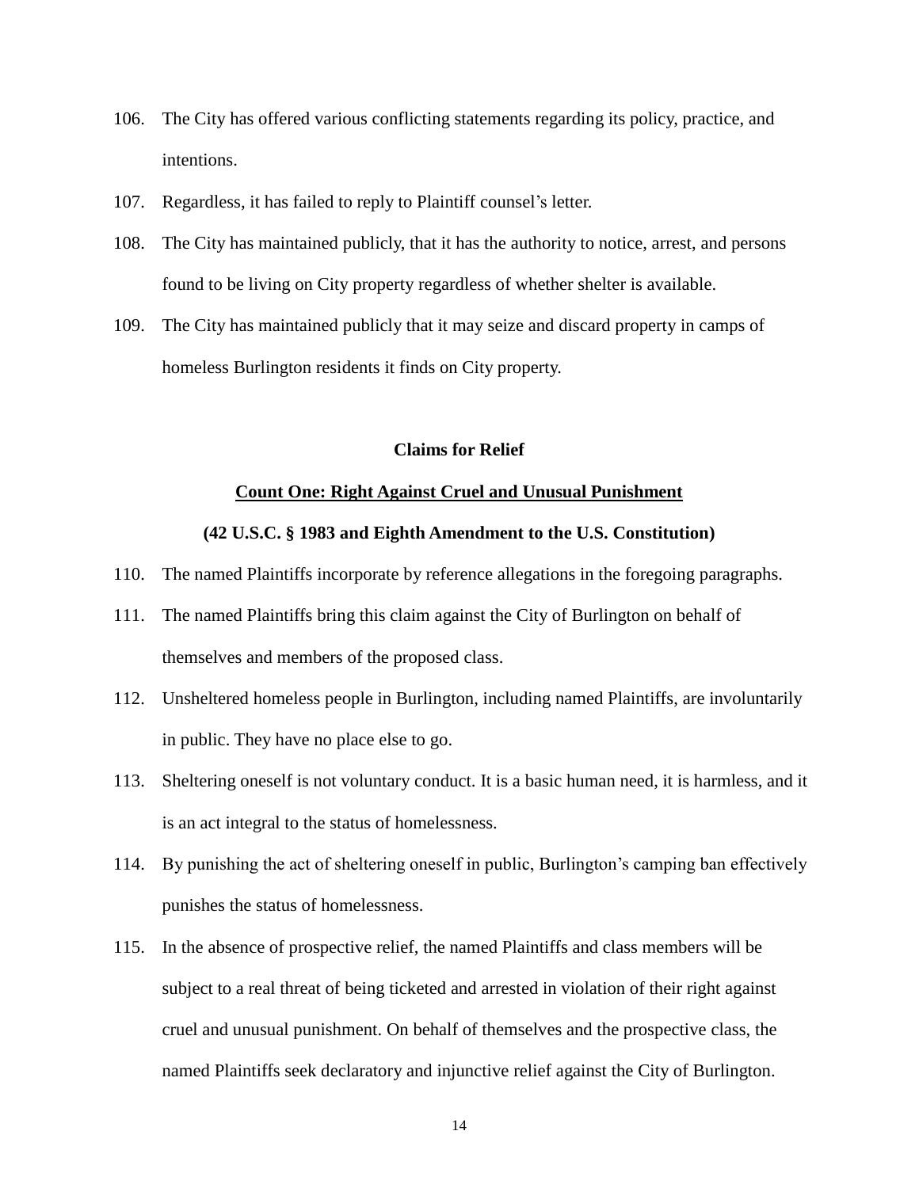106. The City has offered various conflicting statements regarding its policy, practice, and intentions.

107. Regardless, it has failed to reply to Plaintiff counsel's letter.

108. The City has maintained publicly, that it has the authority to notice, arrest, and persons found to be living on City property regardless of whether shelter is available.

109. The City has maintained publicly that it may seize and discard property in camps of homeless Burlington residents it finds on City property.

## Claims for Relief

### Count One: Right Against Cruel and Unusual Punishment

### (42 U.S.C. § 1983 and Eighth Amendment to the U.S. Constitution)

110. The named Plaintiffs incorporate by reference allegations in the foregoing paragraphs.

111. The named Plaintiffs bring this claim against the City of Burlington on behalf of themselves and members of the proposed class.

112. Unsheltered homeless people in Burlington, including named Plaintiffs, are involuntarily in public. They have no place else to go.

113. Sheltering oneself is not voluntary conduct. It is a basic human need, it is harmless, and it is an act integral to the status of homelessness.

114. By punishing the act of sheltering oneself in public, Burlington's camping ban effectively punishes the status of homelessness.

115. In the absence of prospective relief, the named Plaintiffs and class members will be subject to a real threat of being ticketed and arrested in violation of their right against cruel and unusual punishment. On behalf of themselves and the prospective class, the named Plaintiffs seek declaratory and injunctive relief against the City of Burlington.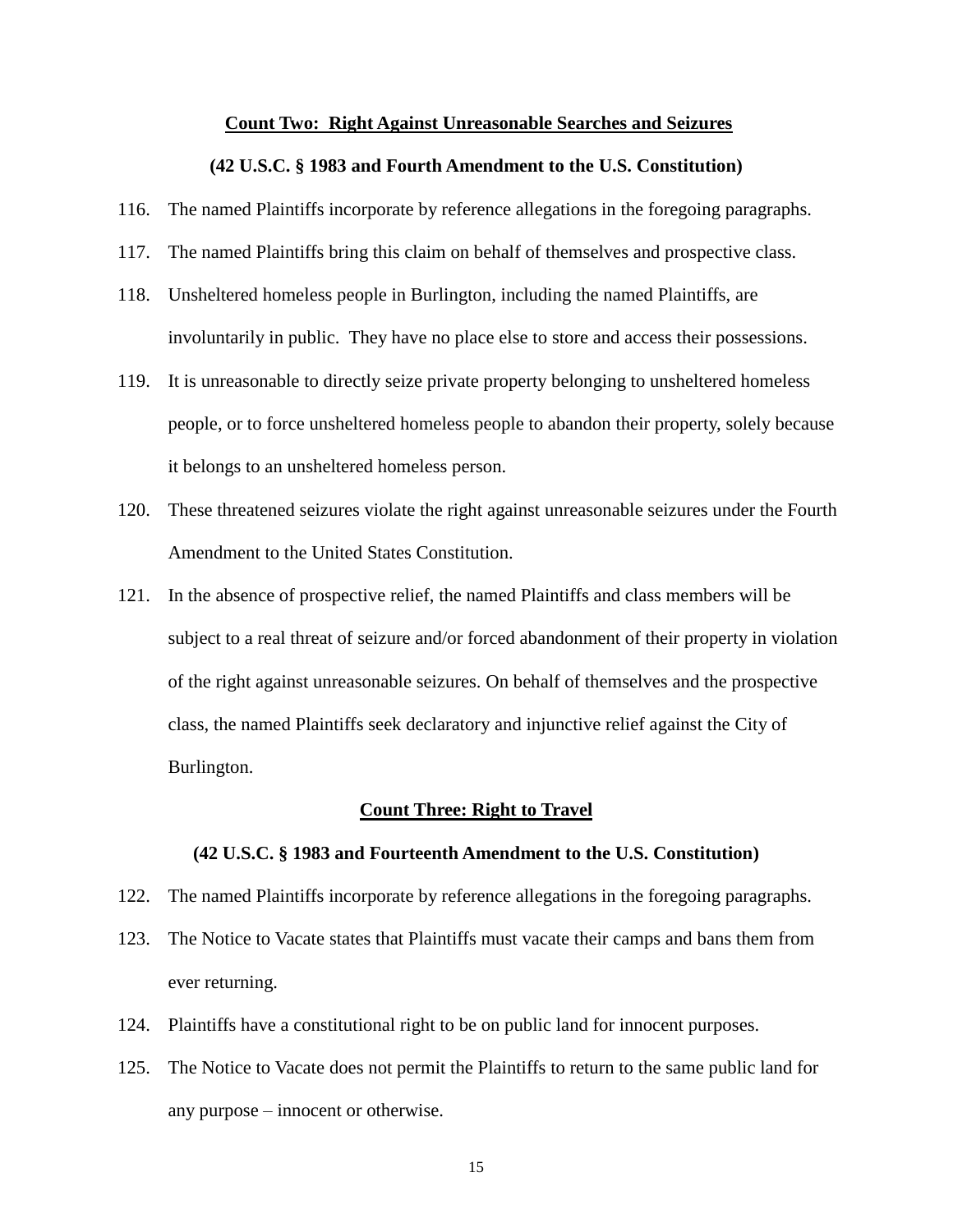**Count Two: Right Against Unreasonable Searches and Seizures**

**(42 U.S.C. § 1983 and Fourth Amendment to the U.S. Constitution)**

116. The named Plaintiffs incorporate by reference allegations in the foregoing paragraphs.

117. The named Plaintiffs bring this claim on behalf of themselves and prospective class.

118. Unsheltered homeless people in Burlington, including the named Plaintiffs, are involuntarily in public. They have no place else to store and access their possessions.

119. It is unreasonable to directly seize private property belonging to unsheltered homeless people, or to force unsheltered homeless people to abandon their property, solely because it belongs to an unsheltered homeless person.

120. These threatened seizures violate the right against unreasonable seizures under the Fourth Amendment to the United States Constitution.

121. In the absence of prospective relief, the named Plaintiffs and class members will be subject to a real threat of seizure and/or forced abandonment of their property in violation of the right against unreasonable seizures. On behalf of themselves and the prospective class, the named Plaintiffs seek declaratory and injunctive relief against the City of Burlington.

**Count Three: Right to Travel**

**(42 U.S.C. § 1983 and Fourteenth Amendment to the U.S. Constitution)**

122. The named Plaintiffs incorporate by reference allegations in the foregoing paragraphs.

123. The Notice to Vacate states that Plaintiffs must vacate their camps and bans them from ever returning.

124. Plaintiffs have a constitutional right to be on public land for innocent purposes.

125. The Notice to Vacate does not permit the Plaintiffs to return to the same public land for any purpose – innocent or otherwise.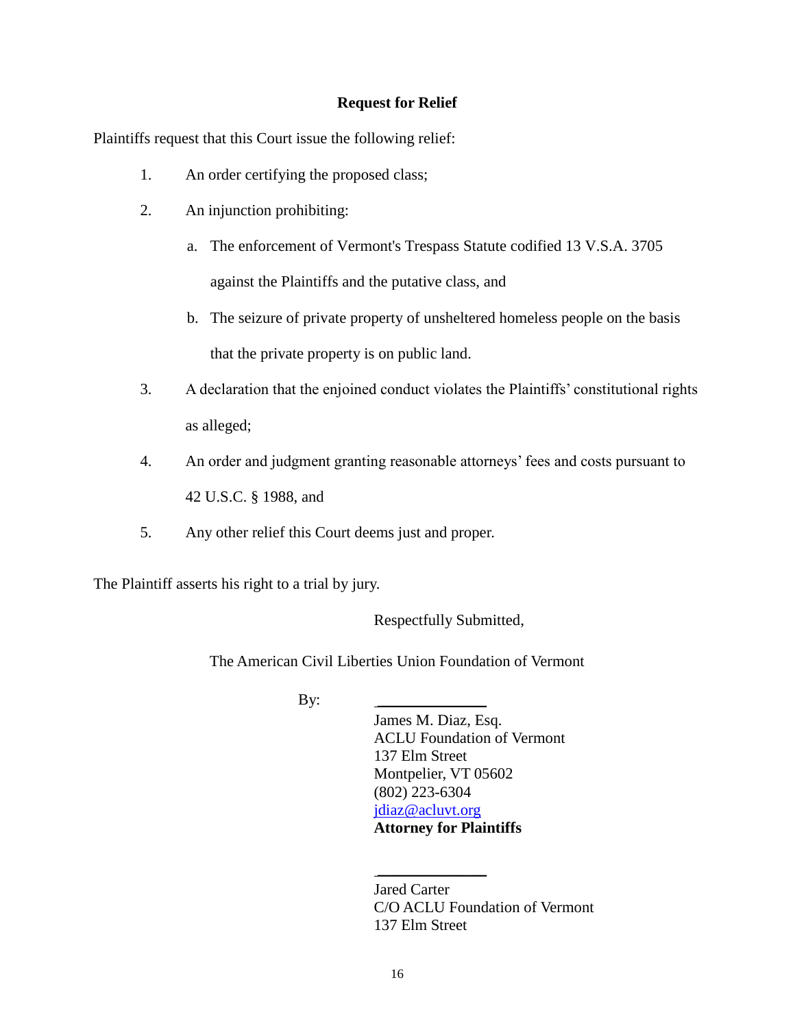## Request for Relief

Plaintiffs request that this Court issue the following relief:

1. An order certifying the proposed class;
2. An injunction prohibiting:
   a. The enforcement of Vermont's Trespass Statute codified 13 V.S.A. 3705 against the Plaintiffs and the putative class, and
   b. The seizure of private property of unsheltered homeless people on the basis that the private property is on public land.
3. A declaration that the enjoined conduct violates the Plaintiffs' constitutional rights as alleged;
4. An order and judgment granting reasonable attorneys' fees and costs pursuant to 42 U.S.C. § 1988, and
5. Any other relief this Court deems just and proper.

The Plaintiff asserts his right to a trial by jury.

Respectfully Submitted,

The American Civil Liberties Union Foundation of Vermont

By: \_\_\_\_\_\_\_\_\_\_\_\_\_\_

James M. Diaz, Esq.
ACLU Foundation of Vermont
137 Elm Street
Montpelier, VT 05602
(802) 223-6304
jdiaz@acluvt.org
**Attorney for Plaintiffs**

\_\_\_\_\_\_\_\_\_\_\_\_\_\_

Jared Carter
C/O ACLU Foundation of Vermont
137 Elm Street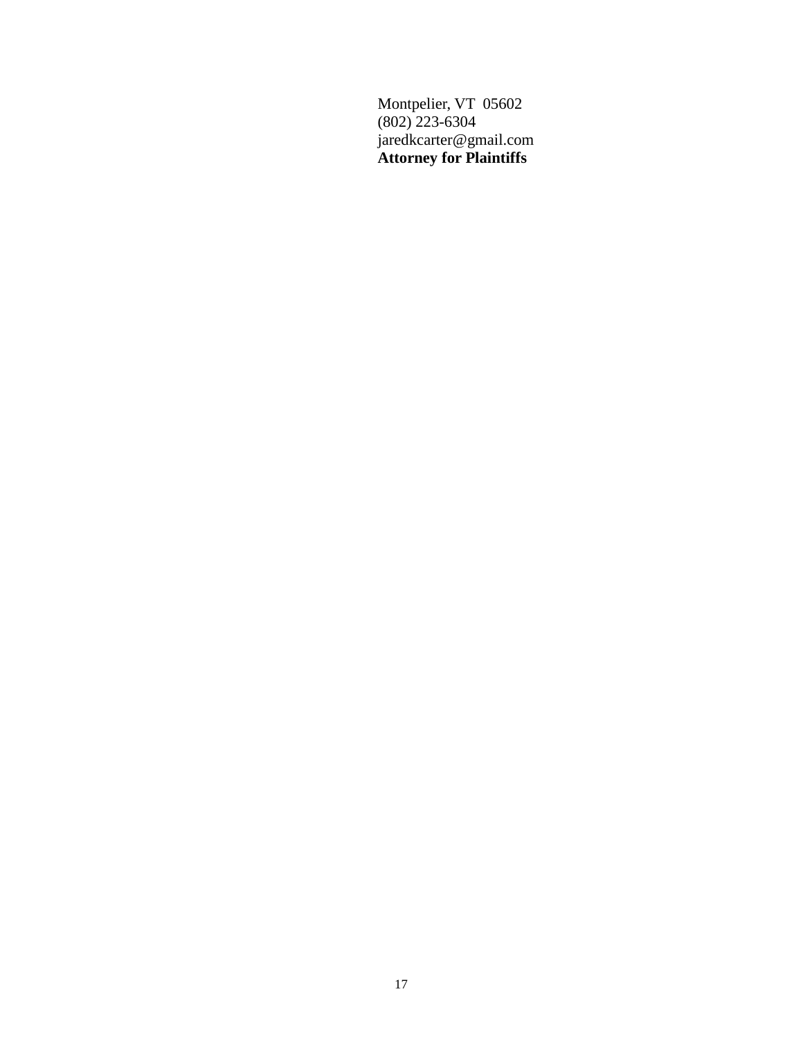Montpelier, VT  05602
(802) 223-6304
jaredkcarter@gmail.com
**Attorney for Plaintiffs**